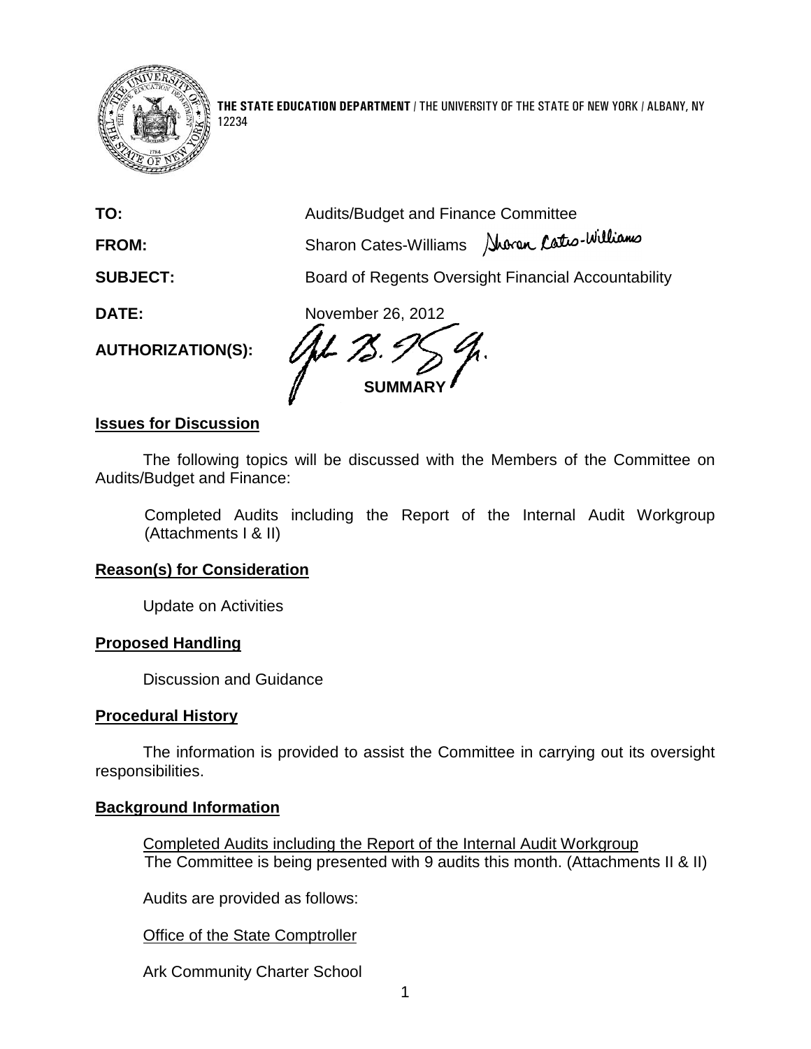**THE STATE EDUCATION DEPARTMENT** / THE UNIVERSITY OF THE STATE OF NEW YORK / ALBANY, NY 12234

**TO:** Audits/Budget and Finance Committee

**FROM:** Sharon Cates-Williams

**SUBJECT:** Board of Regents Oversight Financial Accountability

**DATE:** November 26, 2012

**AUTHORIZATION(S):**

**SUMMARY**

## Issues for Discussion

The following topics will be discussed with the Members of the Committee on Audits/Budget and Finance:

Completed Audits including the Report of the Internal Audit Workgroup (Attachments I & II)

## Reason(s) for Consideration

Update on Activities

## Proposed Handling

Discussion and Guidance

## Procedural History

The information is provided to assist the Committee in carrying out its oversight responsibilities.

## Background Information

Completed Audits including the Report of the Internal Audit Workgroup

The Committee is being presented with 9 audits this month. (Attachments II & II)

Audits are provided as follows:

Office of the State Comptroller

Ark Community Charter School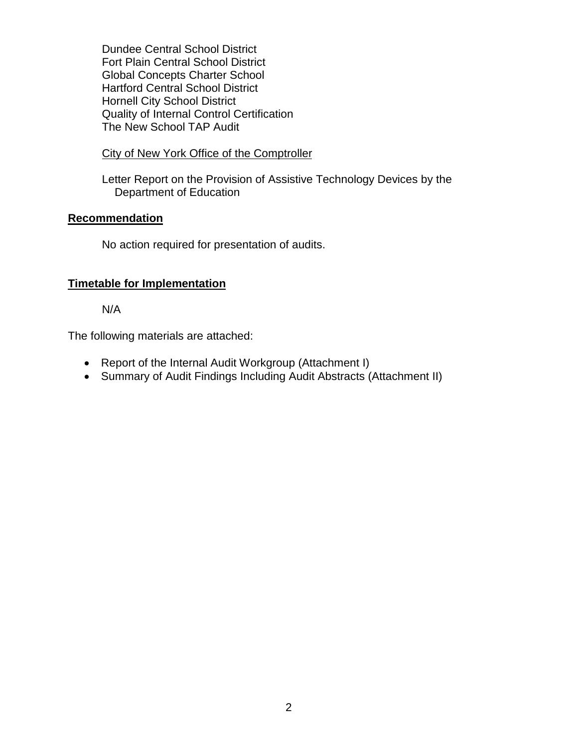Dundee Central School District
Fort Plain Central School District
Global Concepts Charter School
Hartford Central School District
Hornell City School District
Quality of Internal Control Certification
The New School TAP Audit

City of New York Office of the Comptroller

Letter Report on the Provision of Assistive Technology Devices by the Department of Education

## Recommendation

No action required for presentation of audits.

## Timetable for Implementation

N/A

The following materials are attached:

- Report of the Internal Audit Workgroup (Attachment I)
- Summary of Audit Findings Including Audit Abstracts (Attachment II)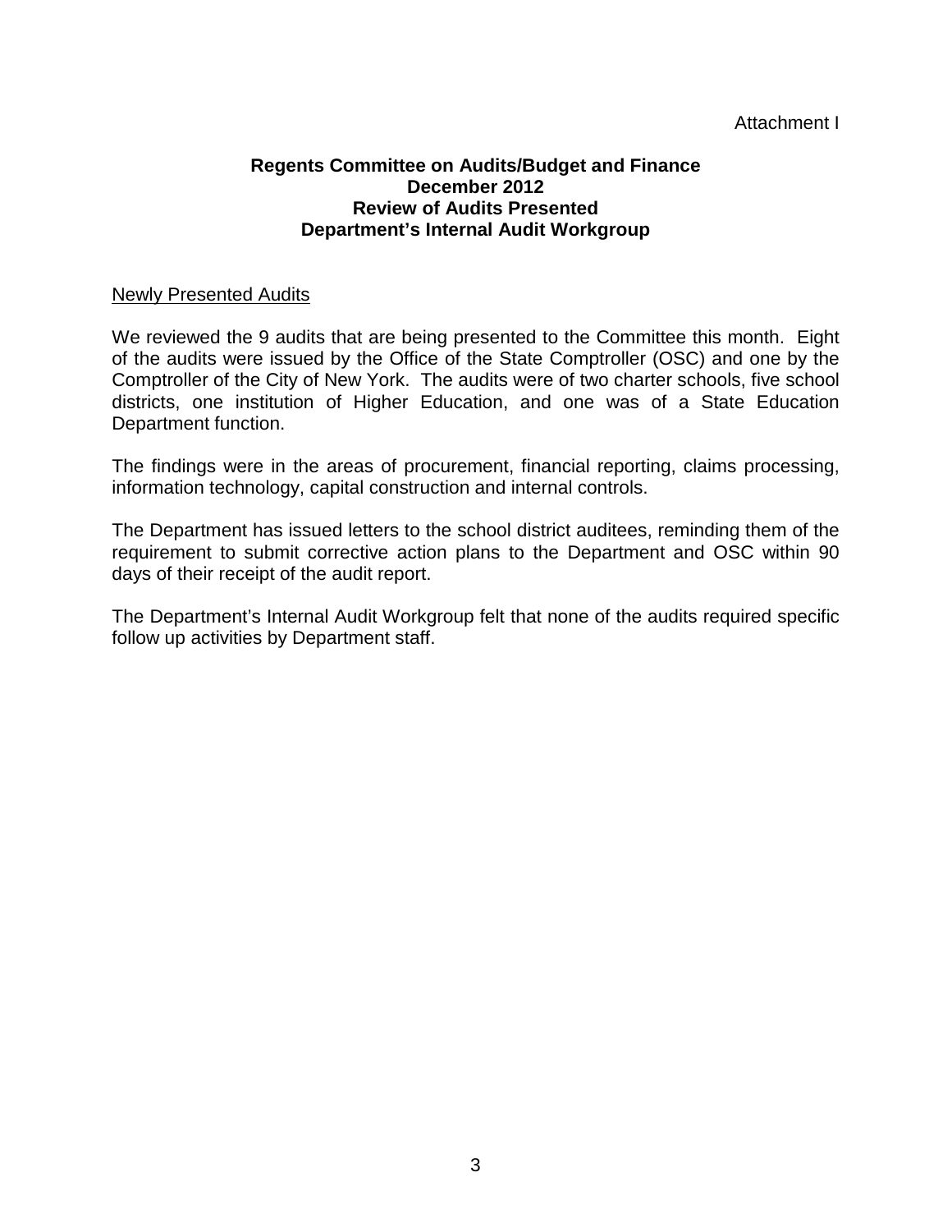Attachment I

**Regents Committee on Audits/Budget and Finance**
**December 2012**
**Review of Audits Presented**
**Department's Internal Audit Workgroup**

Newly Presented Audits

We reviewed the 9 audits that are being presented to the Committee this month. Eight of the audits were issued by the Office of the State Comptroller (OSC) and one by the Comptroller of the City of New York. The audits were of two charter schools, five school districts, one institution of Higher Education, and one was of a State Education Department function.

The findings were in the areas of procurement, financial reporting, claims processing, information technology, capital construction and internal controls.

The Department has issued letters to the school district auditees, reminding them of the requirement to submit corrective action plans to the Department and OSC within 90 days of their receipt of the audit report.

The Department's Internal Audit Workgroup felt that none of the audits required specific follow up activities by Department staff.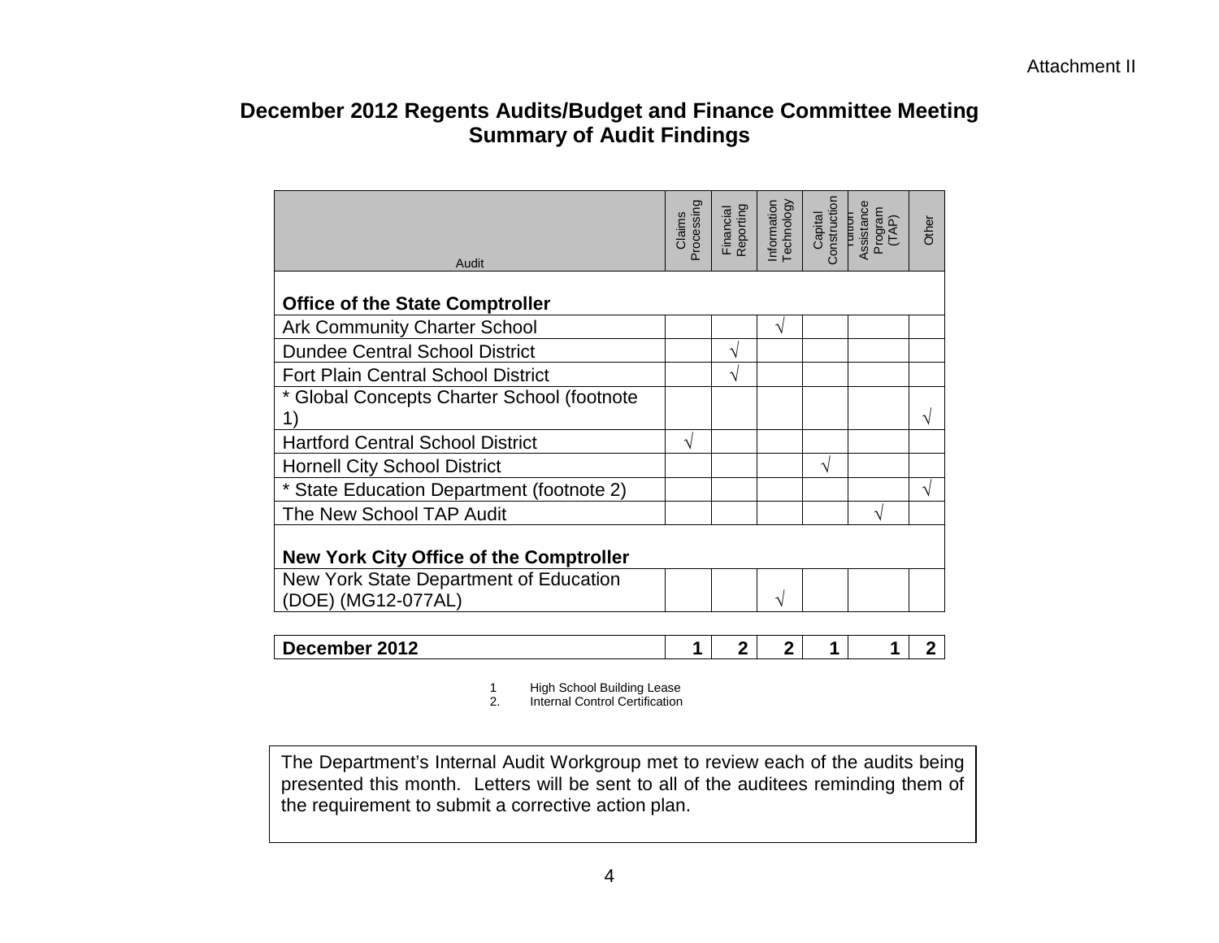Attachment II

## December 2012 Regents Audits/Budget and Finance Committee Meeting
## Summary of Audit Findings

| Audit | Claims Processing | Financial Reporting | Information Technology | Capital Construction | Tuition Assistance Program (TAP) | Other |
|---|---|---|---|---|---|---|
| **Office of the State Comptroller** | | | | | | |
| Ark Community Charter School | | | √ | | | |
| Dundee Central School District | | √ | | | | |
| Fort Plain Central School District | | √ | | | | |
| * Global Concepts Charter School (footnote 1) | | | | | | √ |
| Hartford Central School District | √ | | | | | |
| Hornell City School District | | | | √ | | |
| * State Education Department (footnote 2) | | | | | | √ |
| The New School TAP Audit | | | | | √ | |
| **New York City Office of the Comptroller** | | | | | | |
| New York State Department of Education (DOE) (MG12-077AL) | | | √ | | | |
| **December 2012** | **1** | **2** | **2** | **1** | **1** | **2** |

1 High School Building Lease
2. Internal Control Certification

The Department's Internal Audit Workgroup met to review each of the audits being presented this month. Letters will be sent to all of the auditees reminding them of the requirement to submit a corrective action plan.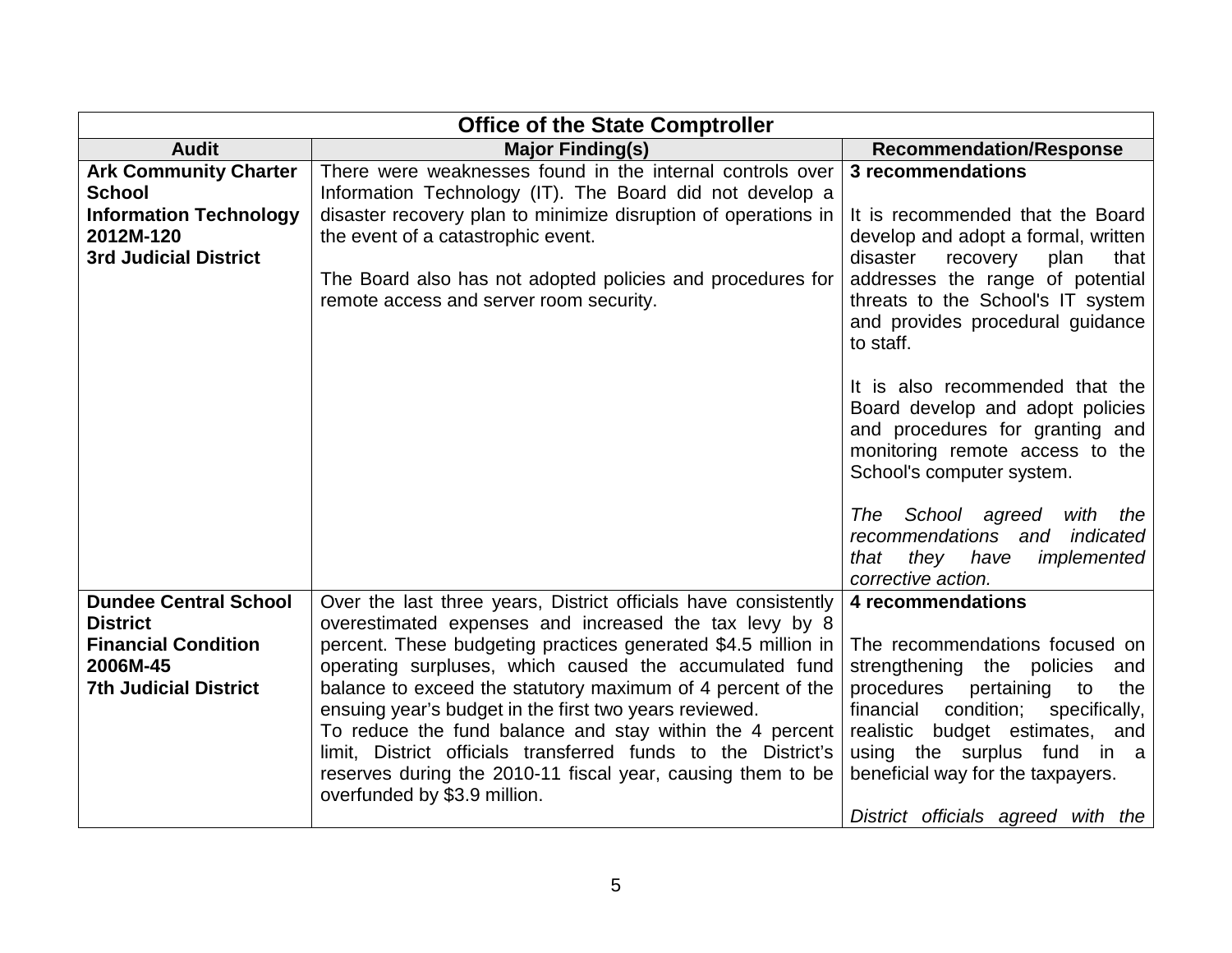| Office of the State Comptroller | | |
|---|---|---|
| **Audit** | **Major Finding(s)** | **Recommendation/Response** |
| **Ark Community Charter School**<br>**Information Technology**<br>**2012M-120**<br>**3rd Judicial District** | There were weaknesses found in the internal controls over Information Technology (IT). The Board did not develop a disaster recovery plan to minimize disruption of operations in the event of a catastrophic event.<br><br>The Board also has not adopted policies and procedures for remote access and server room security. | **3 recommendations**<br><br>It is recommended that the Board develop and adopt a formal, written disaster recovery plan that addresses the range of potential threats to the School's IT system and provides procedural guidance to staff.<br><br>It is also recommended that the Board develop and adopt policies and procedures for granting and monitoring remote access to the School's computer system.<br><br>*The School agreed with the recommendations and indicated that they have implemented corrective action.* |
| **Dundee Central School District**<br>**Financial Condition**<br>**2006M-45**<br>**7th Judicial District** | Over the last three years, District officials have consistently overestimated expenses and increased the tax levy by 8 percent. These budgeting practices generated $4.5 million in operating surpluses, which caused the accumulated fund balance to exceed the statutory maximum of 4 percent of the ensuing year's budget in the first two years reviewed.<br>To reduce the fund balance and stay within the 4 percent limit, District officials transferred funds to the District's reserves during the 2010-11 fiscal year, causing them to be overfunded by $3.9 million. | **4 recommendations**<br><br>The recommendations focused on strengthening the policies and procedures pertaining to the financial condition; specifically, realistic budget estimates, and using the surplus fund in a beneficial way for the taxpayers.<br><br>*District officials agreed with the* |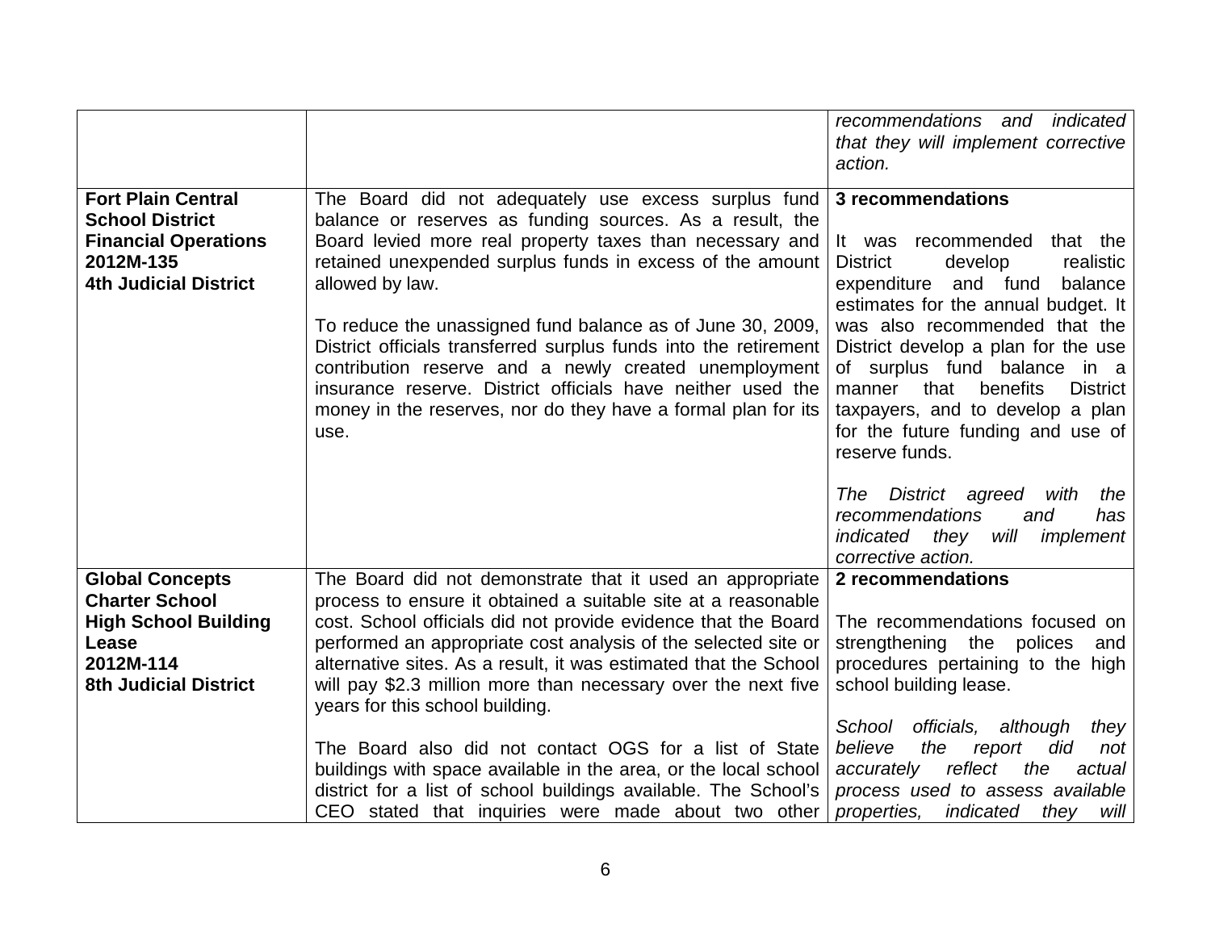| | | |
|---|---|---|
| | | *recommendations and indicated that they will implement corrective action.* |
| **Fort Plain Central School District**<br>**Financial Operations**<br>**2012M-135**<br>**4th Judicial District** | The Board did not adequately use excess surplus fund balance or reserves as funding sources. As a result, the Board levied more real property taxes than necessary and retained unexpended surplus funds in excess of the amount allowed by law.<br><br>To reduce the unassigned fund balance as of June 30, 2009, District officials transferred surplus funds into the retirement contribution reserve and a newly created unemployment insurance reserve. District officials have neither used the money in the reserves, nor do they have a formal plan for its use. | **3 recommendations**<br><br>It was recommended that the District develop realistic expenditure and fund balance estimates for the annual budget. It was also recommended that the District develop a plan for the use of surplus fund balance in a manner that benefits District taxpayers, and to develop a plan for the future funding and use of reserve funds.<br><br>*The District agreed with the recommendations and has indicated they will implement corrective action.* |
| **Global Concepts Charter School**<br>**High School Building Lease**<br>**2012M-114**<br>**8th Judicial District** | The Board did not demonstrate that it used an appropriate process to ensure it obtained a suitable site at a reasonable cost. School officials did not provide evidence that the Board performed an appropriate cost analysis of the selected site or alternative sites. As a result, it was estimated that the School will pay $2.3 million more than necessary over the next five years for this school building.<br><br>The Board also did not contact OGS for a list of State buildings with space available in the area, or the local school district for a list of school buildings available. The School's CEO stated that inquiries were made about two other | **2 recommendations**<br><br>The recommendations focused on strengthening the polices and procedures pertaining to the high school building lease.<br><br>*School officials, although they believe the report did not accurately reflect the actual process used to assess available properties, indicated they will* |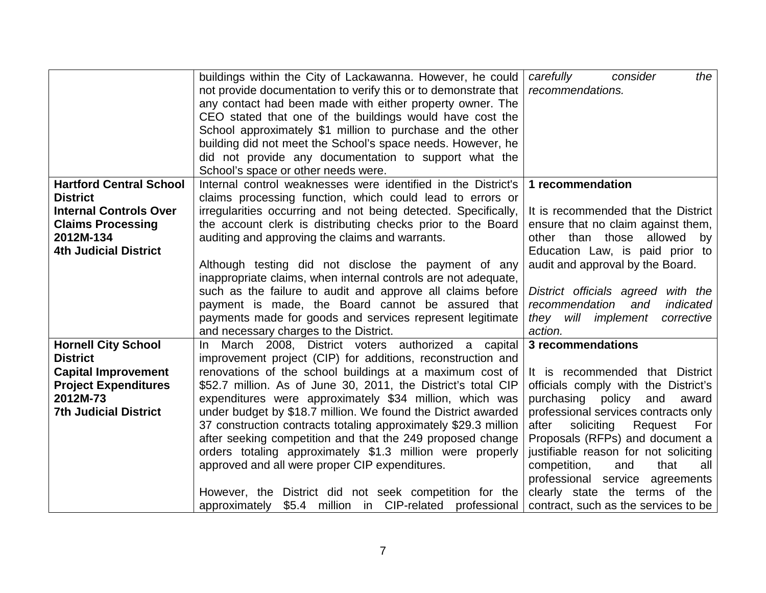| | | |
|---|---|---|
| | buildings within the City of Lackawanna. However, he could not provide documentation to verify this or to demonstrate that any contact had been made with either property owner. The CEO stated that one of the buildings would have cost the School approximately \$1 million to purchase and the other building did not meet the School's space needs. However, he did not provide any documentation to support what the School's space or other needs were. | *carefully consider the recommendations.* |
| **Hartford Central School District**<br>**Internal Controls Over Claims Processing**<br>**2012M-134**<br>**4th Judicial District** | Internal control weaknesses were identified in the District's claims processing function, which could lead to errors or irregularities occurring and not being detected. Specifically, the account clerk is distributing checks prior to the Board auditing and approving the claims and warrants.<br><br>Although testing did not disclose the payment of any inappropriate claims, when internal controls are not adequate, such as the failure to audit and approve all claims before payment is made, the Board cannot be assured that payments made for goods and services represent legitimate and necessary charges to the District. | **1 recommendation**<br><br>It is recommended that the District ensure that no claim against them, other than those allowed by Education Law, is paid prior to audit and approval by the Board.<br><br>*District officials agreed with the recommendation and indicated they will implement corrective action.* |
| **Hornell City School District**<br>**Capital Improvement Project Expenditures**<br>**2012M-73**<br>**7th Judicial District** | In March 2008, District voters authorized a capital improvement project (CIP) for additions, reconstruction and renovations of the school buildings at a maximum cost of \$52.7 million. As of June 30, 2011, the District's total CIP expenditures were approximately \$34 million, which was under budget by \$18.7 million. We found the District awarded 37 construction contracts totaling approximately \$29.3 million after seeking competition and that the 249 proposed change orders totaling approximately \$1.3 million were properly approved and all were proper CIP expenditures.<br><br>However, the District did not seek competition for the approximately \$5.4 million in CIP-related professional | **3 recommendations**<br><br>It is recommended that District officials comply with the District's purchasing policy and award professional services contracts only after soliciting Request For Proposals (RFPs) and document a justifiable reason for not soliciting competition, and that all professional service agreements clearly state the terms of the contract, such as the services to be |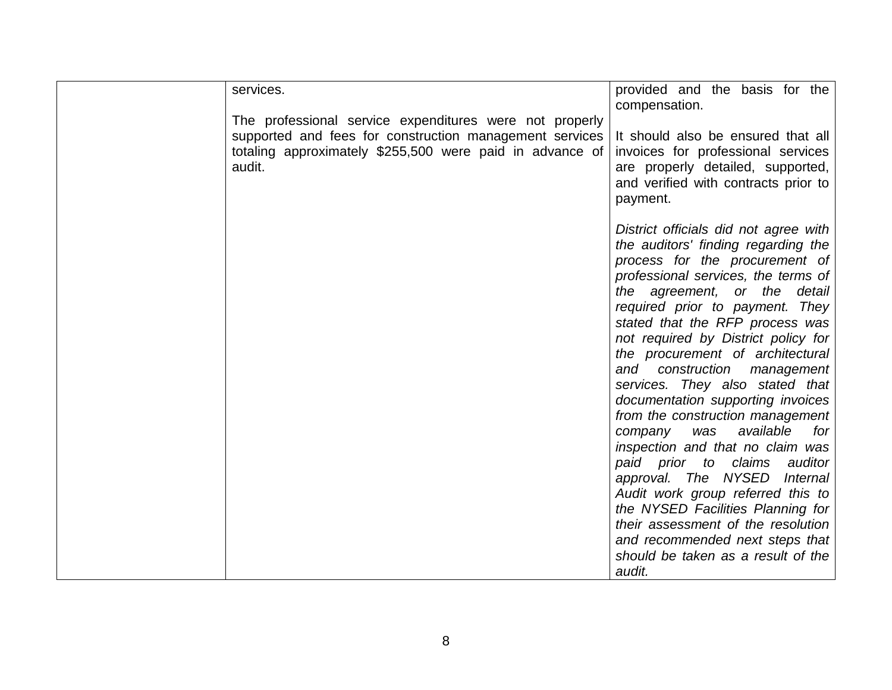|  |  |  |
|---|---|---|
|  | services.<br><br>The professional service expenditures were not properly supported and fees for construction management services totaling approximately $255,500 were paid in advance of audit. | provided and the basis for the compensation.<br><br>It should also be ensured that all invoices for professional services are properly detailed, supported, and verified with contracts prior to payment.<br><br>*District officials did not agree with the auditors' finding regarding the process for the procurement of professional services, the terms of the agreement, or the detail required prior to payment. They stated that the RFP process was not required by District policy for the procurement of architectural and construction management services. They also stated that documentation supporting invoices from the construction management company was available for inspection and that no claim was paid prior to claims auditor approval. The NYSED Internal Audit work group referred this to the NYSED Facilities Planning for their assessment of the resolution and recommended next steps that should be taken as a result of the audit.* |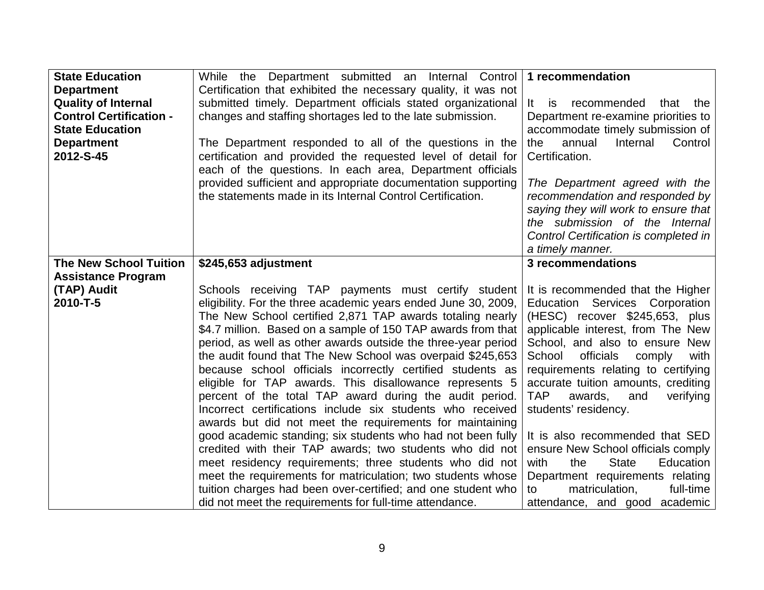| **State Education Department Quality of Internal Control Certification - State Education Department 2012-S-45** | While the Department submitted an Internal Control Certification that exhibited the necessary quality, it was not submitted timely. Department officials stated organizational changes and staffing shortages led to the late submission.<br><br>The Department responded to all of the questions in the certification and provided the requested level of detail for each of the questions. In each area, Department officials provided sufficient and appropriate documentation supporting the statements made in its Internal Control Certification. | **1 recommendation**<br><br>It is recommended that the Department re-examine priorities to accommodate timely submission of the annual Internal Control Certification.<br><br>*The Department agreed with the recommendation and responded by saying they will work to ensure that the submission of the Internal Control Certification is completed in a timely manner.* |
|---|---|---|
| **The New School Tuition Assistance Program (TAP) Audit 2010-T-5** | **$245,653 adjustment**<br><br>Schools receiving TAP payments must certify student eligibility. For the three academic years ended June 30, 2009, The New School certified 2,871 TAP awards totaling nearly $4.7 million. Based on a sample of 150 TAP awards from that period, as well as other awards outside the three-year period the audit found that The New School was overpaid $245,653 because school officials incorrectly certified students as eligible for TAP awards. This disallowance represents 5 percent of the total TAP award during the audit period. Incorrect certifications include six students who received awards but did not meet the requirements for maintaining good academic standing; six students who had not been fully credited with their TAP awards; two students who did not meet residency requirements; three students who did not meet the requirements for matriculation; two students whose tuition charges had been over-certified; and one student who did not meet the requirements for full-time attendance. | **3 recommendations**<br><br>It is recommended that the Higher Education Services Corporation (HESC) recover $245,653, plus applicable interest, from The New School, and also to ensure New School officials comply with requirements relating to certifying accurate tuition amounts, crediting TAP awards, and verifying students' residency.<br><br>It is also recommended that SED ensure New School officials comply with the State Education Department requirements relating to matriculation, full-time attendance, and good academic |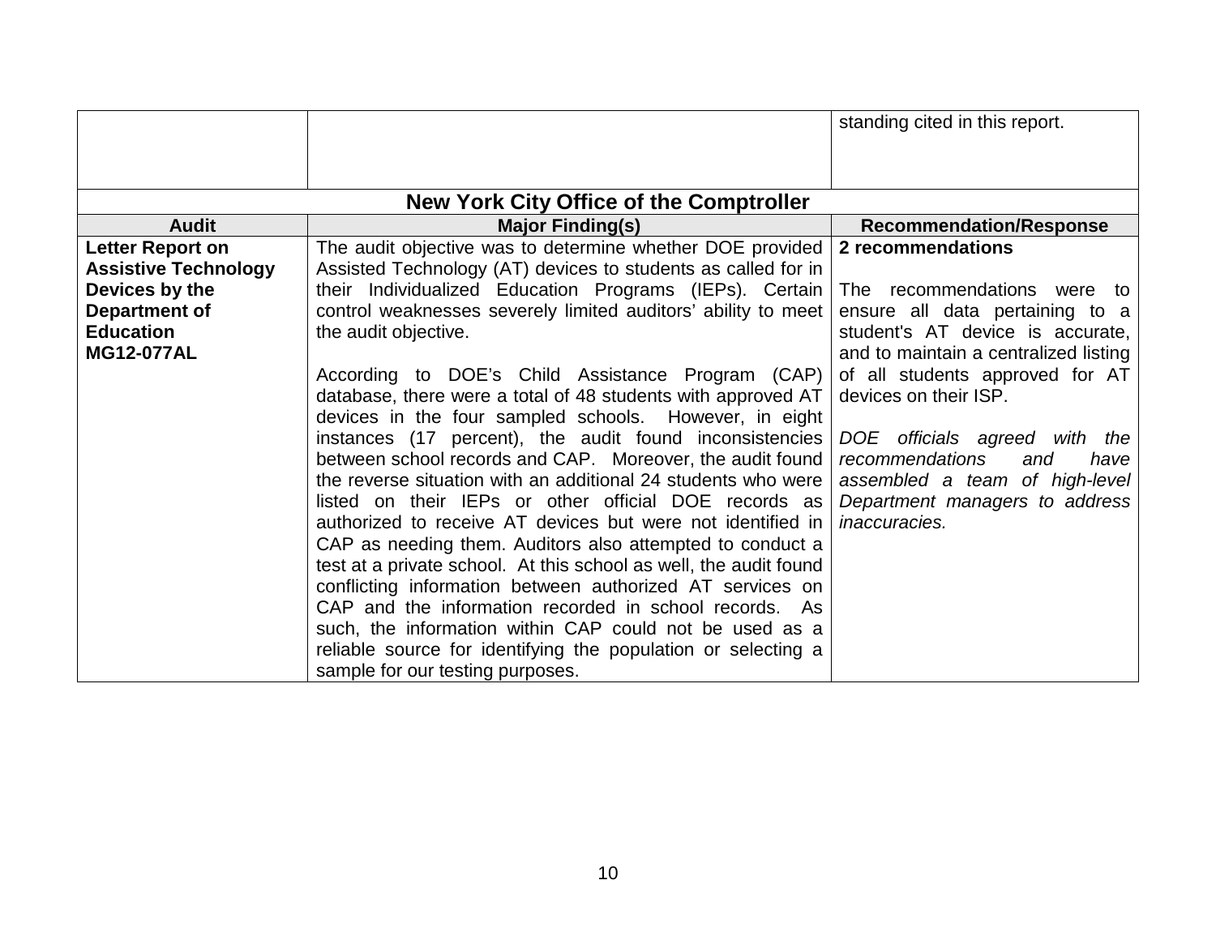| | | |
|---|---|---|
| | | standing cited in this report. |

## New York City Office of the Comptroller

| Audit | Major Finding(s) | Recommendation/Response |
|---|---|---|
| **Letter Report on Assistive Technology Devices by the Department of Education MG12-077AL** | The audit objective was to determine whether DOE provided Assisted Technology (AT) devices to students as called for in their Individualized Education Programs (IEPs). Certain control weaknesses severely limited auditors' ability to meet the audit objective.<br><br>According to DOE's Child Assistance Program (CAP) database, there were a total of 48 students with approved AT devices in the four sampled schools. However, in eight instances (17 percent), the audit found inconsistencies between school records and CAP. Moreover, the audit found the reverse situation with an additional 24 students who were listed on their IEPs or other official DOE records as authorized to receive AT devices but were not identified in CAP as needing them. Auditors also attempted to conduct a test at a private school. At this school as well, the audit found conflicting information between authorized AT services on CAP and the information recorded in school records. As such, the information within CAP could not be used as a reliable source for identifying the population or selecting a sample for our testing purposes. | **2 recommendations**<br><br>The recommendations were to ensure all data pertaining to a student's AT device is accurate, and to maintain a centralized listing of all students approved for AT devices on their ISP.<br><br>*DOE officials agreed with the recommendations and have assembled a team of high-level Department managers to address inaccuracies.* |